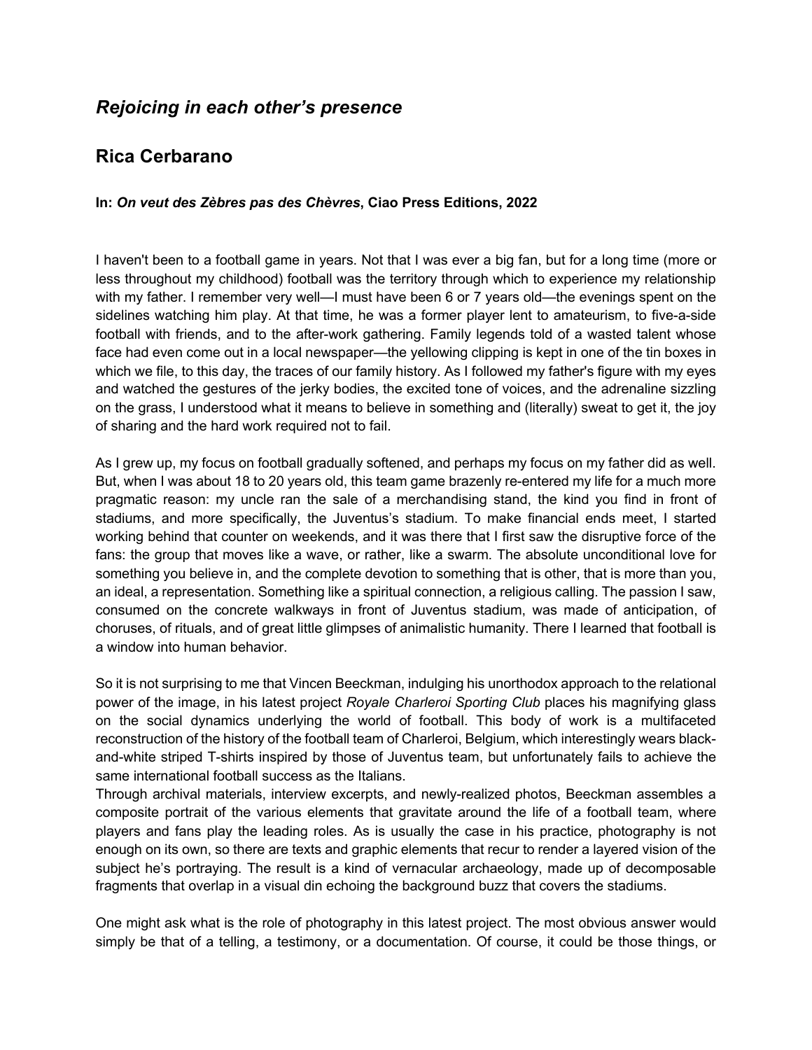## *Rejoicing in each other's presence*

## Rica Cerbarano

**In: *On veut des Zèbres pas des Chèvres*, Ciao Press Editions, 2022**

I haven't been to a football game in years. Not that I was ever a big fan, but for a long time (more or less throughout my childhood) football was the territory through which to experience my relationship with my father. I remember very well—I must have been 6 or 7 years old—the evenings spent on the sidelines watching him play. At that time, he was a former player lent to amateurism, to five-a-side football with friends, and to the after-work gathering. Family legends told of a wasted talent whose face had even come out in a local newspaper—the yellowing clipping is kept in one of the tin boxes in which we file, to this day, the traces of our family history. As I followed my father's figure with my eyes and watched the gestures of the jerky bodies, the excited tone of voices, and the adrenaline sizzling on the grass, I understood what it means to believe in something and (literally) sweat to get it, the joy of sharing and the hard work required not to fail.

As I grew up, my focus on football gradually softened, and perhaps my focus on my father did as well. But, when I was about 18 to 20 years old, this team game brazenly re-entered my life for a much more pragmatic reason: my uncle ran the sale of a merchandising stand, the kind you find in front of stadiums, and more specifically, the Juventus's stadium. To make financial ends meet, I started working behind that counter on weekends, and it was there that I first saw the disruptive force of the fans: the group that moves like a wave, or rather, like a swarm. The absolute unconditional love for something you believe in, and the complete devotion to something that is other, that is more than you, an ideal, a representation. Something like a spiritual connection, a religious calling. The passion I saw, consumed on the concrete walkways in front of Juventus stadium, was made of anticipation, of choruses, of rituals, and of great little glimpses of animalistic humanity. There I learned that football is a window into human behavior.

So it is not surprising to me that Vincen Beeckman, indulging his unorthodox approach to the relational power of the image, in his latest project *Royale Charleroi Sporting Club* places his magnifying glass on the social dynamics underlying the world of football. This body of work is a multifaceted reconstruction of the history of the football team of Charleroi, Belgium, which interestingly wears black-and-white striped T-shirts inspired by those of Juventus team, but unfortunately fails to achieve the same international football success as the Italians.
Through archival materials, interview excerpts, and newly-realized photos, Beeckman assembles a composite portrait of the various elements that gravitate around the life of a football team, where players and fans play the leading roles. As is usually the case in his practice, photography is not enough on its own, so there are texts and graphic elements that recur to render a layered vision of the subject he's portraying. The result is a kind of vernacular archaeology, made up of decomposable fragments that overlap in a visual din echoing the background buzz that covers the stadiums.

One might ask what is the role of photography in this latest project. The most obvious answer would simply be that of a telling, a testimony, or a documentation. Of course, it could be those things, or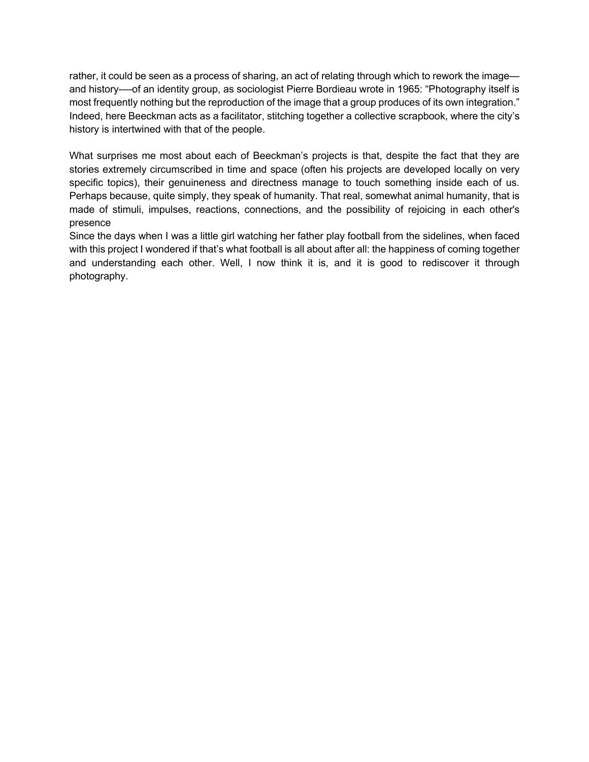rather, it could be seen as a process of sharing, an act of relating through which to rework the image—and history-—of an identity group, as sociologist Pierre Bordieau wrote in 1965: “Photography itself is most frequently nothing but the reproduction of the image that a group produces of its own integration.” Indeed, here Beeckman acts as a facilitator, stitching together a collective scrapbook, where the city’s history is intertwined with that of the people.

What surprises me most about each of Beeckman’s projects is that, despite the fact that they are stories extremely circumscribed in time and space (often his projects are developed locally on very specific topics), their genuineness and directness manage to touch something inside each of us. Perhaps because, quite simply, they speak of humanity. That real, somewhat animal humanity, that is made of stimuli, impulses, reactions, connections, and the possibility of rejoicing in each other's presence

Since the days when I was a little girl watching her father play football from the sidelines, when faced with this project I wondered if that’s what football is all about after all: the happiness of coming together and understanding each other. Well, I now think it is, and it is good to rediscover it through photography.